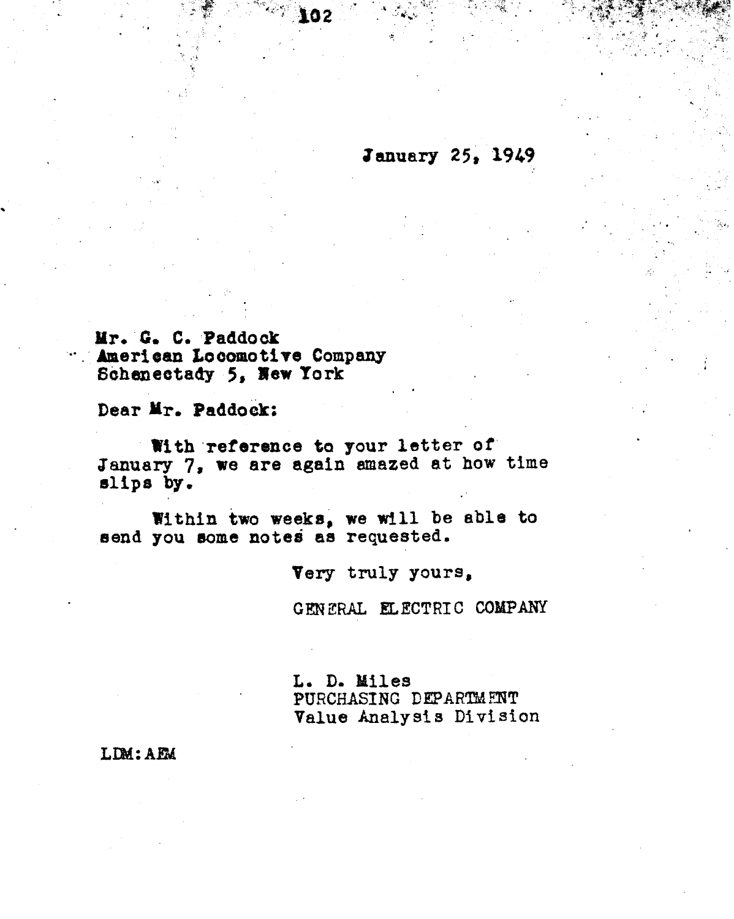January 25, 1949

Mr. G. C. Paddock
American Locomotive Company
Schenectady 5, New York

Dear Mr. Paddock:

With reference to your letter of January 7, we are again amazed at how time slips by.

Within two weeks, we will be able to send you some notes as requested.

Very truly yours,

GENERAL ELECTRIC COMPANY

L. D. Miles
PURCHASING DEPARTMENT
Value Analysis Division

LDM:AEM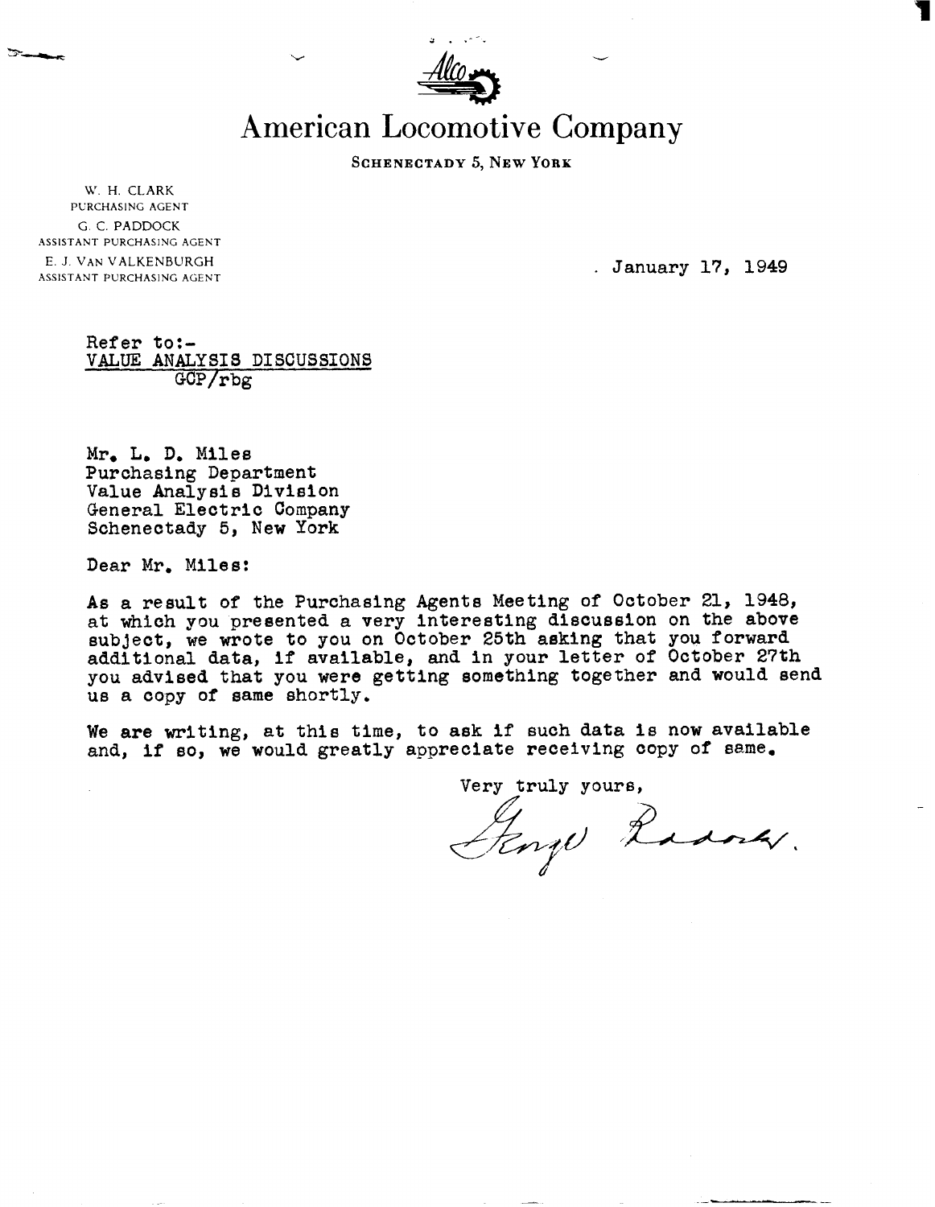# American Locomotive Company

**SCHENECTADY 5, NEW YORK**

W. H. CLARK
PURCHASING AGENT
G. C. PADDOCK
ASSISTANT PURCHASING AGENT
E. J. VAN VALKENBURGH
ASSISTANT PURCHASING AGENT

January 17, 1949

Refer to:-
VALUE ANALYSIS DISCUSSIONS
GCP/rbg

Mr. L. D. Miles
Purchasing Department
Value Analysis Division
General Electric Company
Schenectady 5, New York

Dear Mr. Miles:

As a result of the Purchasing Agents Meeting of October 21, 1948, at which you presented a very interesting discussion on the above subject, we wrote to you on October 25th asking that you forward additional data, if available, and in your letter of October 27th you advised that you were getting something together and would send us a copy of same shortly.

We are writing, at this time, to ask if such data is now available and, if so, we would greatly appreciate receiving copy of same.

Very truly yours,

George Paddock.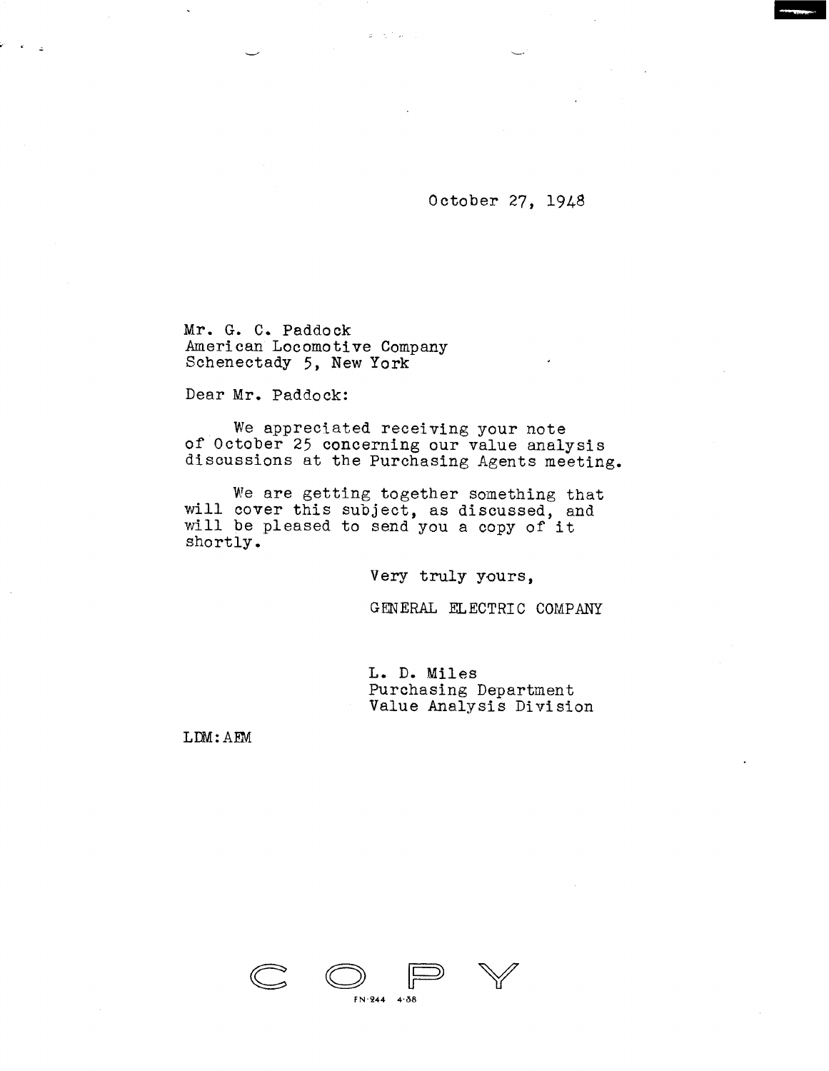October 27, 1948

Mr. G. C. Paddock
American Locomotive Company
Schenectady 5, New York

Dear Mr. Paddock:

We appreciated receiving your note of October 25 concerning our value analysis discussions at the Purchasing Agents meeting.

We are getting together something that will cover this subject, as discussed, and will be pleased to send you a copy of it shortly.

Very truly yours,

GENERAL ELECTRIC COMPANY

L. D. Miles
Purchasing Department
Value Analysis Division

LDM:AEM

COPY

FN-244 4-38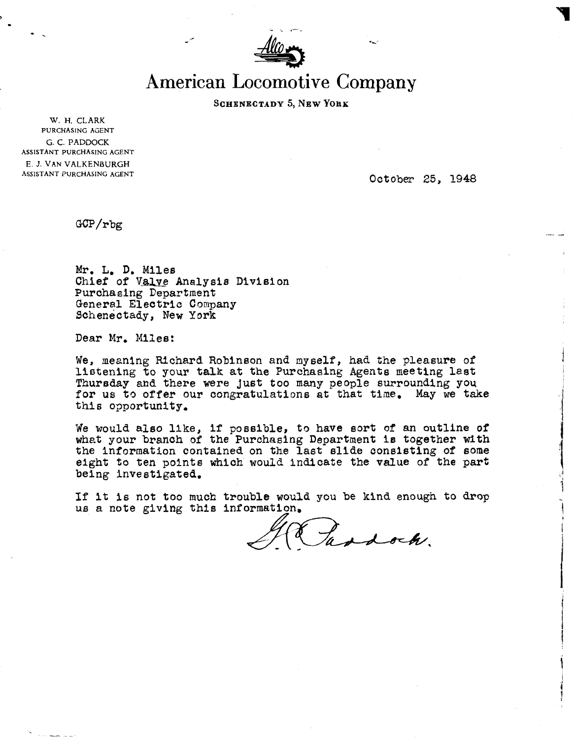Alco

# American Locomotive Company

SCHENECTADY 5, NEW YORK

W. H. CLARK
PURCHASING AGENT
G. C. PADDOCK
ASSISTANT PURCHASING AGENT
E. J. VAN VALKENBURGH
ASSISTANT PURCHASING AGENT

October 25, 1948

GCP/rbg

Mr. L. D. Miles
Chief of Valve Analysis Division
Purchasing Department
General Electric Company
Schenectady, New York

Dear Mr. Miles:

We, meaning Richard Robinson and myself, had the pleasure of listening to your talk at the Purchasing Agents meeting last Thursday and there were just too many people surrounding you for us to offer our congratulations at that time. May we take this opportunity.

We would also like, if possible, to have sort of an outline of what your branch of the Purchasing Department is together with the information contained on the last slide consisting of some eight to ten points which would indicate the value of the part being investigated.

If it is not too much trouble would you be kind enough to drop us a note giving this information.

G. C. Paddock